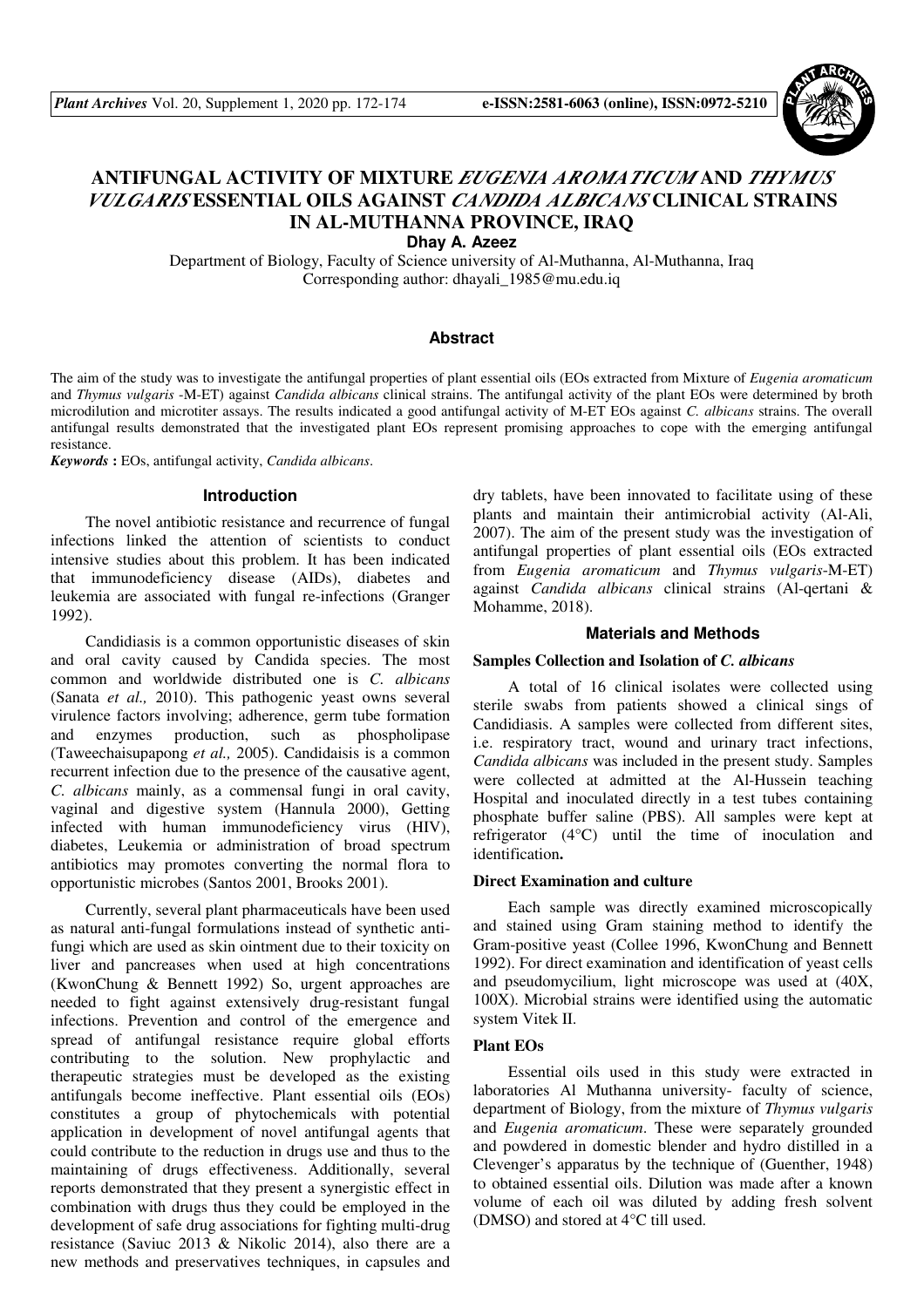# ANTIFUNGAL ACTIVITY OF MIXTURE *EUGENIA AROMATICUM* AND *THYMUS VULGARIS* ESSENTIAL OILS AGAINST *CANDIDA ALBICANS* CLINICAL STRAINS IN AL-MUTHANNA PROVINCE, IRAQ

**Dhay A. Azeez**

Department of Biology, Faculty of Science university of Al-Muthanna, Al-Muthanna, Iraq
Corresponding author: dhayali_1985@mu.edu.iq

## Abstract

The aim of the study was to investigate the antifungal properties of plant essential oils (EOs extracted from Mixture of *Eugenia aromaticum* and *Thymus vulgaris* -M-ET) against *Candida albicans* clinical strains. The antifungal activity of the plant EOs were determined by broth microdilution and microtiter assays. The results indicated a good antifungal activity of M-ET EOs against *C. albicans* strains. The overall antifungal results demonstrated that the investigated plant EOs represent promising approaches to cope with the emerging antifungal resistance.

***Keywords*** **:** EOs, antifungal activity, *Candida albicans*.

## Introduction

The novel antibiotic resistance and recurrence of fungal infections linked the attention of scientists to conduct intensive studies about this problem. It has been indicated that immunodeficiency disease (AIDs), diabetes and leukemia are associated with fungal re-infections (Granger 1992).

Candidiasis is a common opportunistic diseases of skin and oral cavity caused by Candida species. The most common and worldwide distributed one is *C. albicans* (Sanata *et al.,* 2010). This pathogenic yeast owns several virulence factors involving; adherence, germ tube formation and enzymes production, such as phospholipase (Taweechaisupapong *et al.,* 2005). Candidaisis is a common recurrent infection due to the presence of the causative agent, *C. albicans* mainly, as a commensal fungi in oral cavity, vaginal and digestive system (Hannula 2000), Getting infected with human immunodeficiency virus (HIV), diabetes, Leukemia or administration of broad spectrum antibiotics may promotes converting the normal flora to opportunistic microbes (Santos 2001, Brooks 2001).

Currently, several plant pharmaceuticals have been used as natural anti-fungal formulations instead of synthetic anti-fungi which are used as skin ointment due to their toxicity on liver and pancreases when used at high concentrations (KwonChung & Bennett 1992) So, urgent approaches are needed to fight against extensively drug-resistant fungal infections. Prevention and control of the emergence and spread of antifungal resistance require global efforts contributing to the solution. New prophylactic and therapeutic strategies must be developed as the existing antifungals become ineffective. Plant essential oils (EOs) constitutes a group of phytochemicals with potential application in development of novel antifungal agents that could contribute to the reduction in drugs use and thus to the maintaining of drugs effectiveness. Additionally, several reports demonstrated that they present a synergistic effect in combination with drugs thus they could be employed in the development of safe drug associations for fighting multi-drug resistance (Saviuc 2013 & Nikolic 2014), also there are a new methods and preservatives techniques, in capsules and dry tablets, have been innovated to facilitate using of these plants and maintain their antimicrobial activity (Al-Ali, 2007). The aim of the present study was the investigation of antifungal properties of plant essential oils (EOs extracted from *Eugenia aromaticum* and *Thymus vulgaris*-M-ET) against *Candida albicans* clinical strains (Al-qertani & Mohamme, 2018).

## Materials and Methods

### Samples Collection and Isolation of *C. albicans*

A total of 16 clinical isolates were collected using sterile swabs from patients showed a clinical sings of Candidiasis. A samples were collected from different sites, i.e. respiratory tract, wound and urinary tract infections, *Candida albicans* was included in the present study. Samples were collected at admitted at the Al-Hussein teaching Hospital and inoculated directly in a test tubes containing phosphate buffer saline (PBS). All samples were kept at refrigerator (4°C) until the time of inoculation and identification**.**

### Direct Examination and culture

Each sample was directly examined microscopically and stained using Gram staining method to identify the Gram-positive yeast (Collee 1996, KwonChung and Bennett 1992). For direct examination and identification of yeast cells and pseudomycilium, light microscope was used at (40X, 100X). Microbial strains were identified using the automatic system Vitek II.

### Plant EOs

Essential oils used in this study were extracted in laboratories Al Muthanna university- faculty of science, department of Biology, from the mixture of *Thymus vulgaris* and *Eugenia aromaticum*. These were separately grounded and powdered in domestic blender and hydro distilled in a Clevenger's apparatus by the technique of (Guenther, 1948) to obtained essential oils. Dilution was made after a known volume of each oil was diluted by adding fresh solvent (DMSO) and stored at 4°C till used.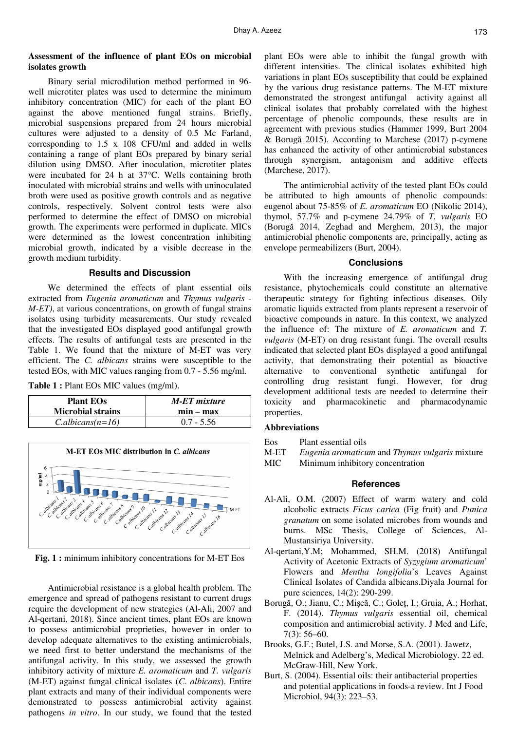### Assessment of the influence of plant EOs on microbial isolates growth

Binary serial microdilution method performed in 96-well microtiter plates was used to determine the minimum inhibitory concentration (MIC) for each of the plant EO against the above mentioned fungal strains. Briefly, microbial suspensions prepared from 24 hours microbial cultures were adjusted to a density of 0.5 Mc Farland, corresponding to 1.5 x 108 CFU/ml and added in wells containing a range of plant EOs prepared by binary serial dilution using DMSO. After inoculation, microtiter plates were incubated for 24 h at 37°C. Wells containing broth inoculated with microbial strains and wells with uninoculated broth were used as positive growth controls and as negative controls, respectively. Solvent control tests were also performed to determine the effect of DMSO on microbial growth. The experiments were performed in duplicate. MICs were determined as the lowest concentration inhibiting microbial growth, indicated by a visible decrease in the growth medium turbidity.

## Results and Discussion

We determined the effects of plant essential oils extracted from *Eugenia aromaticum* and *Thymus vulgaris - M-ET)*, at various concentrations, on growth of fungal strains isolates using turbidity measurements. Our study revealed that the investigated EOs displayed good antifungal growth effects. The results of antifungal tests are presented in the Table 1. We found that the mixture of M-ET was very efficient. The *C. albicans* strains were susceptible to the tested EOs, with MIC values ranging from 0.7 - 5.56 mg/ml.

**Table 1 :** Plant EOs MIC values (mg/ml).

| Plant EOs<br>Microbial strains | *M-ET mixture*<br>min – max |
|---|---|
| *C.albicans(n=16)* | 0.7 - 5.56 |

**Fig. 1 :** minimum inhibitory concentrations for M-ET Eos

Antimicrobial resistance is a global health problem. The emergence and spread of pathogens resistant to current drugs require the development of new strategies (Al-Ali, 2007 and Al-qertani, 2018). Since ancient times, plant EOs are known to possess antimicrobial proprieties, however in order to develop adequate alternatives to the existing antimicrobials, we need first to better understand the mechanisms of the antifungal activity. In this study, we assessed the growth inhibitory activity of mixture *E. aromaticum* and *T. vulgaris* (M-ET) against fungal clinical isolates (*C. albicans*). Entire plant extracts and many of their individual components were demonstrated to possess antimicrobial activity against pathogens *in vitro*. In our study, we found that the tested plant EOs were able to inhibit the fungal growth with different intensities. The clinical isolates exhibited high variations in plant EOs susceptibility that could be explained by the various drug resistance patterns. The M-ET mixture demonstrated the strongest antifungal activity against all clinical isolates that probably correlated with the highest percentage of phenolic compounds, these results are in agreement with previous studies (Hammer 1999, Burt 2004 & Borugă 2015). According to Marchese (2017) p-cymene has enhanced the activity of other antimicrobial substances through synergism, antagonism and additive effects (Marchese, 2017).

The antimicrobial activity of the tested plant EOs could be attributed to high amounts of phenolic compounds: eugenol about 75-85% of *E. aromaticum* EO (Nikolic 2014), thymol, 57.7% and p-cymene 24.79% of *T. vulgaris* EO (Borugă 2014, Zeghad and Merghem, 2013), the major antimicrobial phenolic components are, principally, acting as envelope permeabilizers (Burt, 2004).

## Conclusions

With the increasing emergence of antifungal drug resistance, phytochemicals could constitute an alternative therapeutic strategy for fighting infectious diseases. Oily aromatic liquids extracted from plants represent a reservoir of bioactive compounds in nature. In this context, we analyzed the influence of: The mixture of *E. aromaticum* and *T. vulgaris* (M-ET) on drug resistant fungi. The overall results indicated that selected plant EOs displayed a good antifungal activity, that demonstrating their potential as bioactive alternative to conventional synthetic antifungal for controlling drug resistant fungi. However, for drug development additional tests are needed to determine their toxicity and pharmacokinetic and pharmacodynamic properties.

### Abbreviations

| | |
|---|---|
| Eos | Plant essential oils |
| M-ET | *Eugenia aromaticum* and *Thymus vulgaris* mixture |
| MIC | Minimum inhibitory concentration |

## References

Al-Ali, O.M. (2007) Effect of warm watery and cold alcoholic extracts *Ficus carica* (Fig fruit) and *Punica granatum* on some isolated microbes from wounds and burns. MSc Thesis, College of Sciences, Al-Mustansiriya University.

Al-qertani,Y.M; Mohammed, SH.M. (2018) Antifungal Activity of Acetonic Extracts of *Syzygium aromaticum*' Flowers and *Mentha longifolia*'s Leaves Against Clinical Isolates of Candida albicans.Diyala Journal for pure sciences, 14(2): 290-299.

Borugă, O.; Jianu, C.; Mişcă, C.; Goleț, I.; Gruia, A.; Horhat, F. (2014). *Thymus vulgaris* essential oil, chemical composition and antimicrobial activity. J Med and Life, 7(3): 56–60.

Brooks, G.F.; Butel, J.S. and Morse, S.A. (2001). Jawetz, Melnick and Adelberg's, Medical Microbiology. 22 ed. McGraw-Hill, New York.

Burt, S. (2004). Essential oils: their antibacterial properties and potential applications in foods-a review. Int J Food Microbiol, 94(3): 223–53.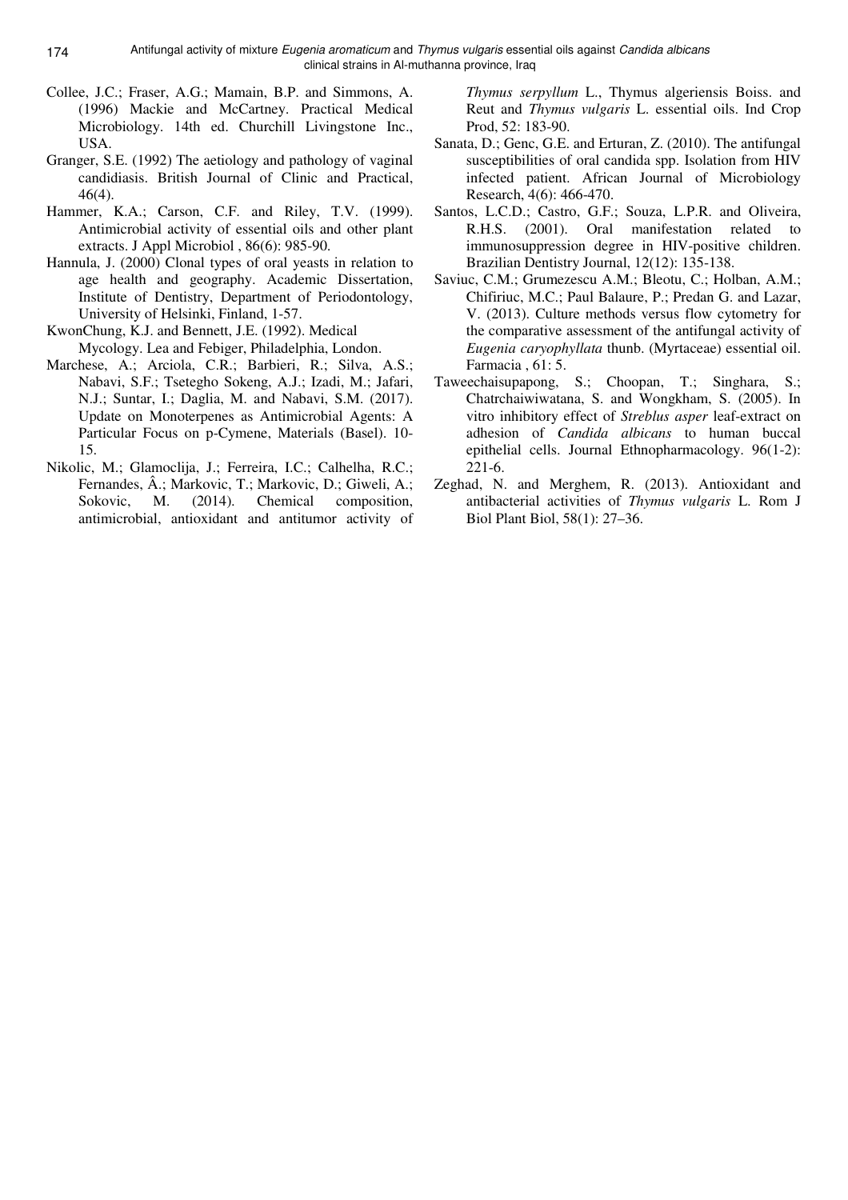Collee, J.C.; Fraser, A.G.; Mamain, B.P. and Simmons, A. (1996) Mackie and McCartney. Practical Medical Microbiology. 14th ed. Churchill Livingstone Inc., USA.

Granger, S.E. (1992) The aetiology and pathology of vaginal candidiasis. British Journal of Clinic and Practical, 46(4).

Hammer, K.A.; Carson, C.F. and Riley, T.V. (1999). Antimicrobial activity of essential oils and other plant extracts. J Appl Microbiol , 86(6): 985-90.

Hannula, J. (2000) Clonal types of oral yeasts in relation to age health and geography. Academic Dissertation, Institute of Dentistry, Department of Periodontology, University of Helsinki, Finland, 1-57.

KwonChung, K.J. and Bennett, J.E. (1992). Medical Mycology. Lea and Febiger, Philadelphia, London.

Marchese, A.; Arciola, C.R.; Barbieri, R.; Silva, A.S.; Nabavi, S.F.; Tsetegho Sokeng, A.J.; Izadi, M.; Jafari, N.J.; Suntar, I.; Daglia, M. and Nabavi, S.M. (2017). Update on Monoterpenes as Antimicrobial Agents: A Particular Focus on p-Cymene, Materials (Basel). 10-15.

Nikolic, M.; Glamoclija, J.; Ferreira, I.C.; Calhelha, R.C.; Fernandes, Â.; Markovic, T.; Markovic, D.; Giweli, A.; Sokovic, M. (2014). Chemical composition, antimicrobial, antioxidant and antitumor activity of *Thymus serpyllum* L., Thymus algeriensis Boiss. and Reut and *Thymus vulgaris* L. essential oils. Ind Crop Prod, 52: 183-90.

Sanata, D.; Genc, G.E. and Erturan, Z. (2010). The antifungal susceptibilities of oral candida spp. Isolation from HIV infected patient. African Journal of Microbiology Research, 4(6): 466-470.

Santos, L.C.D.; Castro, G.F.; Souza, L.P.R. and Oliveira, R.H.S. (2001). Oral manifestation related to immunosuppression degree in HIV-positive children. Brazilian Dentistry Journal, 12(12): 135-138.

Saviuc, C.M.; Grumezescu A.M.; Bleotu, C.; Holban, A.M.; Chifiriuc, M.C.; Paul Balaure, P.; Predan G. and Lazar, V. (2013). Culture methods versus flow cytometry for the comparative assessment of the antifungal activity of *Eugenia caryophyllata* thunb. (Myrtaceae) essential oil. Farmacia , 61: 5.

Taweechaisupapong, S.; Choopan, T.; Singhara, S.; Chatrchaiwiwatana, S. and Wongkham, S. (2005). In vitro inhibitory effect of *Streblus asper* leaf-extract on adhesion of *Candida albicans* to human buccal epithelial cells. Journal Ethnopharmacology. 96(1-2): 221-6.

Zeghad, N. and Merghem, R. (2013). Antioxidant and antibacterial activities of *Thymus vulgaris* L. Rom J Biol Plant Biol, 58(1): 27–36.